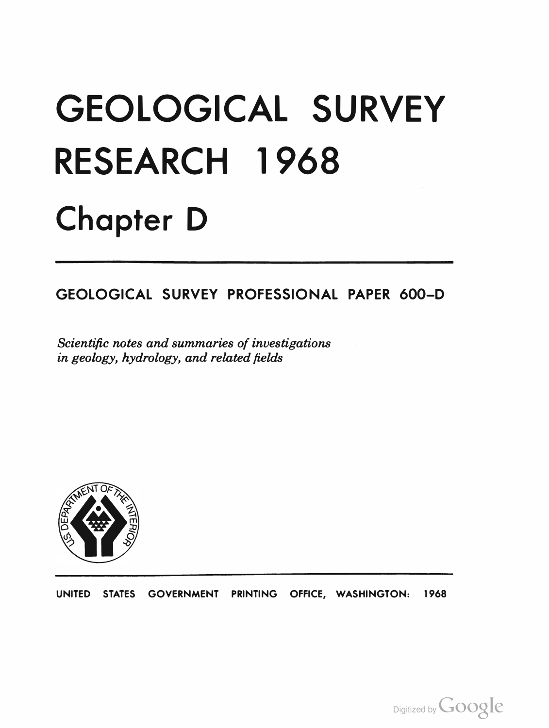# GEOLOGICAL SURVEY RESEARCH 1968

## Chapter D

GEOLOGICAL SURVEY PROFESSIONAL PAPER 600–D

*Scientific notes and summaries of investigations in geology, hydrology, and related fields*

UNITED STATES GOVERNMENT PRINTING OFFICE, WASHINGTON: 1968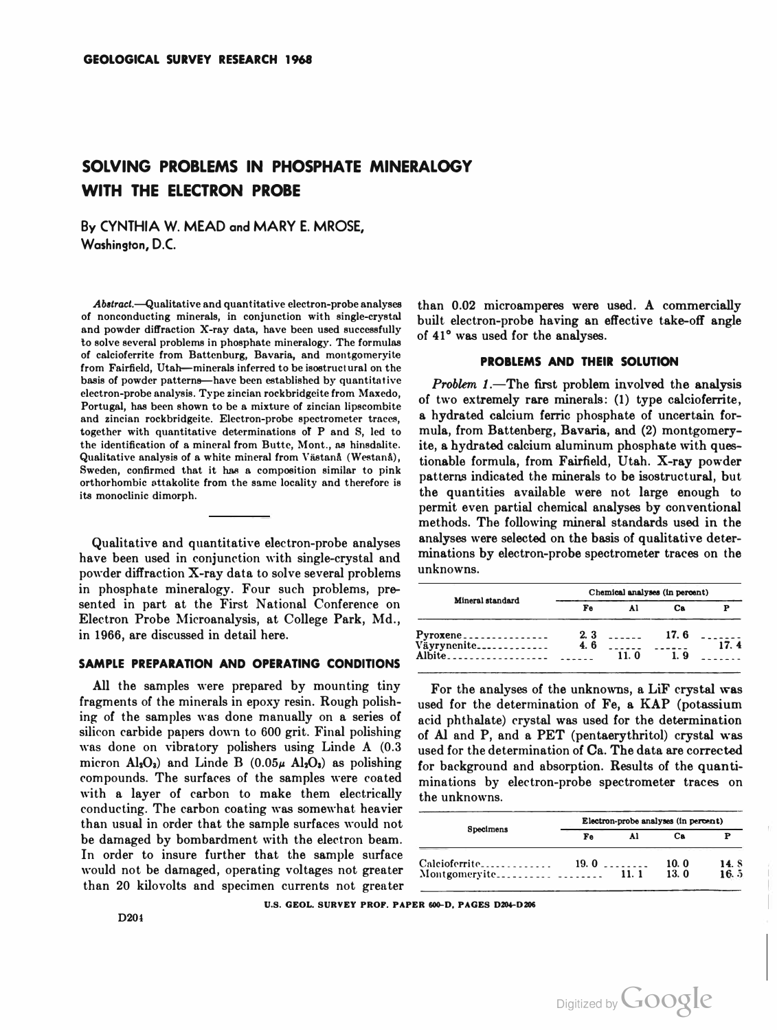# SOLVING PROBLEMS IN PHOSPHATE MINERALOGY WITH THE ELECTRON PROBE

By CYNTHIA W. MEAD and MARY E. MROSE, Washington, D.C.

*Abstract.*—Qualitative and quantitative electron-probe analyses of nonconducting minerals, in conjunction with single-crystal and powder diffraction X-ray data, have been used successfully to solve several problems in phosphate mineralogy. The formulas of calcioferrite from Battenburg, Bavaria, and montgomeryite from Fairfield, Utah—minerals inferred to be isostructural on the basis of powder patterns—have been established by quantitative electron-probe analysis. Type zincian rockbridgeite from Maxedo, Portugal, has been shown to be a mixture of zincian lipscombite and zincian rockbridgeite. Electron-probe spectrometer traces, together with quantitative determinations of P and S, led to the identification of a mineral from Butte, Mont., as hinsdalite. Qualitative analysis of a white mineral from Västanå (Westanå), Sweden, confirmed that it has a composition similar to pink orthorhombic attakolite from the same locality and therefore is its monoclinic dimorph.

---

Qualitative and quantitative electron-probe analyses have been used in conjunction with single-crystal and powder diffraction X-ray data to solve several problems in phosphate mineralogy. Four such problems, presented in part at the First National Conference on Electron Probe Microanalysis, at College Park, Md., in 1966, are discussed in detail here.

## SAMPLE PREPARATION AND OPERATING CONDITIONS

All the samples were prepared by mounting tiny fragments of the minerals in epoxy resin. Rough polishing of the samples was done manually on a series of silicon carbide papers down to 600 grit. Final polishing was done on vibratory polishers using Linde A (0.3 micron $Al_2O_3$) and Linde B (0.05$\mu$ $Al_2O_3$) as polishing compounds. The surfaces of the samples were coated with a layer of carbon to make them electrically conducting. The carbon coating was somewhat heavier than usual in order that the sample surfaces would not be damaged by bombardment with the electron beam. In order to insure further that the sample surface would not be damaged, operating voltages not greater than 20 kilovolts and specimen currents not greater than 0.02 microamperes were used. A commercially built electron-probe having an effective take-off angle of 41° was used for the analyses.

## PROBLEMS AND THEIR SOLUTION

*Problem 1.*—The first problem involved the analysis of two extremely rare minerals: (1) type calcioferrite, a hydrated calcium ferric phosphate of uncertain formula, from Battenberg, Bavaria, and (2) montgomeryite, a hydrated calcium aluminum phosphate with questionable formula, from Fairfield, Utah. X-ray powder patterns indicated the minerals to be isostructural, but the quantities available were not large enough to permit even partial chemical analyses by conventional methods. The following mineral standards used in the analyses were selected on the basis of qualitative determinations by electron-probe spectrometer traces on the unknowns.

| Mineral standard | Chemical analyses (in percent) | | | |
|---|---|---|---|---|
| | Fe | Al | Ca | P |
| Pyroxene | 2.3 | ------ | 17.6 | ------ |
| Väyrynenite | 4.6 | ------ | ------ | 17.4 |
| Albite | ------ | 11.0 | 1.9 | ------ |

For the analyses of the unknowns, a LiF crystal was used for the determination of Fe, a KAP (potassium acid phthalate) crystal was used for the determination of Al and P, and a PET (pentaerythritol) crystal was used for the determination of Ca. The data are corrected for background and absorption. Results of the quantiminations by electron-probe spectrometer traces on the unknowns.

| Specimens | Electron-probe analyses (in percent) | | | |
|---|---|---|---|---|
| | Fe | Al | Ca | P |
| Calcioferrite | 19.0 | -------- | 10.0 | 14.8 |
| Montgomeryite | -------- | 11.1 | 13.0 | 16.5 |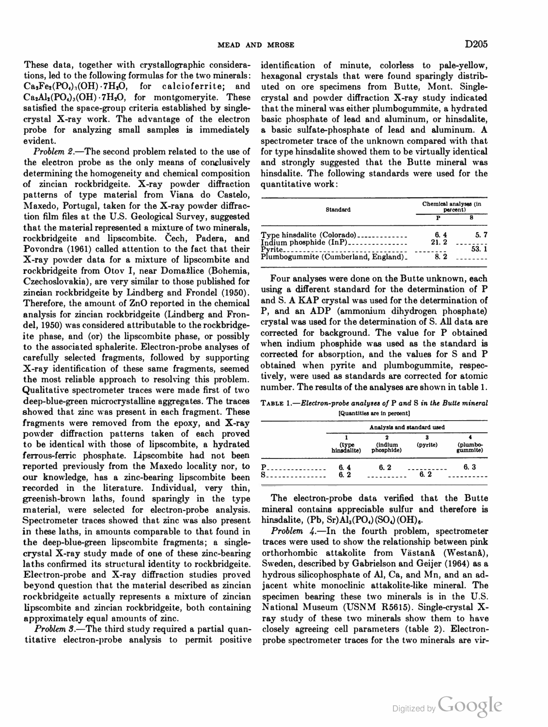These data, together with crystallographic considerations, led to the following formulas for the two minerals: $Ca_2Fe_2(PO_4)_3(OH) \cdot 7H_2O$, for calcioferrite; and $Ca_2Al_2(PO_4)_3(OH) \cdot 7H_2O$, for montgomeryite. These satisfied the space-group criteria established by single-crystal X-ray work. The advantage of the electron probe for analyzing small samples is immediately evident.

*Problem 2.*—The second problem related to the use of the electron probe as the only means of conclusively determining the homogeneity and chemical composition of zincian rockbridgeite. X-ray powder diffraction patterns of type material from Viana do Castelo, Maxedo, Portugal, taken for the X-ray powder diffraction film files at the U.S. Geological Survey, suggested that the material represented a mixture of two minerals, rockbridgeite and lipscombite. Čech, Padera, and Povondra (1961) called attention to the fact that their X-ray powder data for a mixture of lipscombite and rockbridgeite from Otov I, near Domažlice (Bohemia, Czechoslovakia), are very similar to those published for zincian rockbridgeite by Lindberg and Frondel (1950). Therefore, the amount of ZnO reported in the chemical analysis for zincian rockbridgeite (Lindberg and Frondel, 1950) was considered attributable to the rockbridgeite phase, and (or) the lipscombite phase, or possibly to the associated sphalerite. Electron-probe analyses of carefully selected fragments, followed by supporting X-ray identification of these same fragments, seemed the most reliable approach to resolving this problem. Qualitative spectrometer traces were made first of two deep-blue-green microcrystalline aggregates. The traces showed that zinc was present in each fragment. These fragments were removed from the epoxy, and X-ray powder diffraction patterns taken of each proved to be identical with those of lipscombite, a hydrated ferrous-ferric phosphate. Lipscombite had not been reported previously from the Maxedo locality nor, to our knowledge, has a zinc-bearing lipscombite been recorded in the literature. Individual, very thin, greenish-brown laths, found sparingly in the type material, were selected for electron-probe analysis. Spectrometer traces showed that zinc was also present in these laths, in amounts comparable to that found in the deep-blue-green lipscombite fragments; a single-crystal X-ray study made of one of these zinc-bearing laths confirmed its structural identity to rockbridgeite. Electron-probe and X-ray diffraction studies proved beyond question that the material described as zincian rockbridgeite actually represents a mixture of zincian lipscombite and zincian rockbridgeite, both containing approximately equal amounts of zinc.

*Problem 3.*—The third study required a partial quantitative electron-probe analysis to permit positive identification of minute, colorless to pale-yellow, hexagonal crystals that were found sparingly distributed on ore specimens from Butte, Mont. Single-crystal and powder diffraction X-ray study indicated that the mineral was either plumbogummite, a hydrated basic phosphate of lead and aluminum, or hinsdalite, a basic sulfate-phosphate of lead and aluminum. A spectrometer trace of the unknown compared with that for type hinsdalite showed them to be virtually identical and strongly suggested that the Butte mineral was hinsdalite. The following standards were used for the quantitative work:

| Standard | Chemical analyses (in percent) | |
|---|---|---|
| | P | S |
| Type hinsdalite (Colorado) | 6.4 | 5.7 |
| Indium phosphide (InP) | 21.2 | -------- |
| Pyrite | -------- | 53.1 |
| Plumbogummite (Cumberland, England) | 8.2 | -------- |

Four analyses were done on the Butte unknown, each using a different standard for the determination of P and S. A KAP crystal was used for the determination of P, and an ADP (ammonium dihydrogen phosphate) crystal was used for the determination of S. All data are corrected for background. The value for P obtained when indium phosphide was used as the standard is corrected for absorption, and the values for S and P obtained when pyrite and plumbogummite, respectively, were used as standards are corrected for atomic number. The results of the analyses are shown in table 1.

TABLE 1.—*Electron-probe analyses of P and S in the Butte mineral*
[Quantities are in percent]

| | Analysis and standard used | | | |
|---|---|---|---|---|
| | 1 (type hinsdalite) | 2 (indium phosphide) | 3 (pyrite) | 4 (plumbogummite) |
| P | 6.4 | 6.2 | ---------- | 6.3 |
| S | 6.2 | ---------- | 6.2 | ---------- |

The electron-probe data verified that the Butte mineral contains appreciable sulfur and therefore is hinsdalite, $(Pb, Sr)Al_3(PO_4)(SO_4)(OH)_6$.

*Problem 4.*—In the fourth problem, spectrometer traces were used to show the relationship between pink orthorhombic attakolite from Västanå (Westanå), Sweden, described by Gabrielson and Geijer (1964) as a hydrous silicophosphate of Al, Ca, and Mn, and an adjacent white monoclinic attakolite-like mineral. The specimen bearing these two minerals is in the U.S. National Museum (USNM R5615). Single-crystal X-ray study of these two minerals show them to have closely agreeing cell parameters (table 2). Electron-probe spectrometer traces for the two minerals are vir-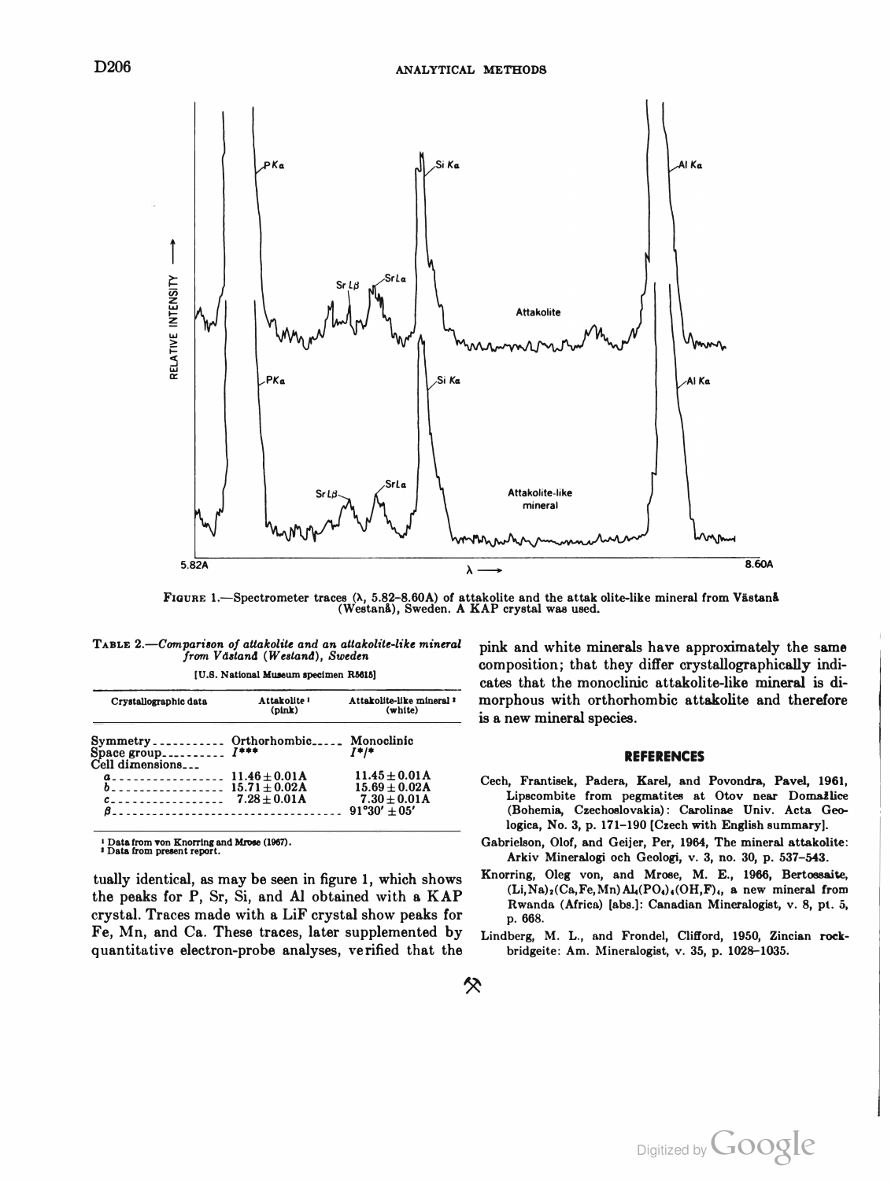PK$\alpha$

Si K$\alpha$

Al K$\alpha$

Sr L$\beta$

Sr L$\alpha$

Attakolite

RELATIVE INTENSITY

PK$\alpha$

Si K$\alpha$

Al K$\alpha$

Sr L$\beta$

Sr L$\alpha$

Attakolite-like mineral

5.82A

$\lambda$

8.60A

FIGURE 1.—Spectrometer traces ($\lambda$, 5.82–8.60A) of attakolite and the attakolite-like mineral from Västanå (Westanå), Sweden. A KAP crystal was used.

TABLE 2.—*Comparison of attakolite and an attakolite-like mineral from Västanå (Westanå), Sweden*

[U.S. National Museum specimen R5615]

| Crystallographic data | Attakolite [1] (pink) | Attakolite-like mineral [2] (white) |
|---|---|---|
| Symmetry | Orthorhombic | Monoclinic |
| Space group | I*** | I*/* |
| Cell dimensions | | |
| a | 11.46 ± 0.01A | 11.45 ± 0.01A |
| b | 15.71 ± 0.02A | 15.69 ± 0.02A |
| c | 7.28 ± 0.01A | 7.30 ± 0.01A |
| β | | 91°30′ ± 05′ |

[1] Data from von Knorring and Mrose (1967).
[2] Data from present report.

tually identical, as may be seen in figure 1, which shows the peaks for P, Sr, Si, and Al obtained with a KAP crystal. Traces made with a LiF crystal show peaks for Fe, Mn, and Ca. These traces, later supplemented by quantitative electron-probe analyses, verified that the pink and white minerals have approximately the same composition; that they differ crystallographically indicates that the monoclinic attakolite-like mineral is dimorphous with orthorhombic attakolite and therefore is a new mineral species.

## REFERENCES

Cech, Frantisek, Padera, Karel, and Povondra, Pavel, 1961, Lipscombite from pegmatites at Otov near Domažlice (Bohemia, Czechoslovakia): Carolinae Univ. Acta Geologica, No. 3, p. 171–190 [Czech with English summary].

Gabrielson, Olof, and Geijer, Per, 1964, The mineral attakolite: Arkiv Mineralogi och Geologi, v. 3, no. 30, p. 537–543.

Knorring, Oleg von, and Mrose, M. E., 1966, Bertossaite, $(Li,Na)_2(Ca,Fe,Mn)Al_4(PO_4)_4(OH,F)_4$, a new mineral from Rwanda (Africa) [abs.]: Canadian Mineralogist, v. 8, pt. 5, p. 668.

Lindberg, M. L., and Frondel, Clifford, 1950, Zincian rockbridgeite: Am. Mineralogist, v. 35, p. 1028–1035.